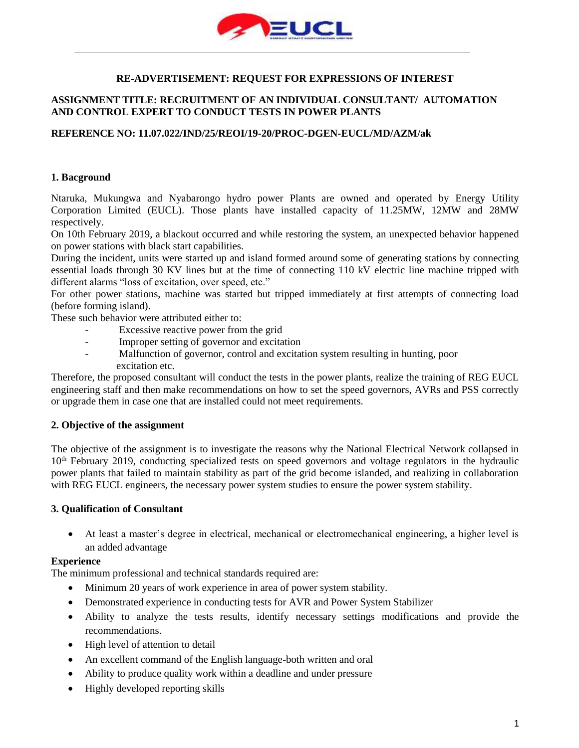**RE-ADVERTISEMENT: REQUEST FOR EXPRESSIONS OF INTEREST**

**ASSIGNMENT TITLE: RECRUITMENT OF AN INDIVIDUAL CONSULTANT/ AUTOMATION AND CONTROL EXPERT TO CONDUCT TESTS IN POWER PLANTS**

**REFERENCE NO: 11.07.022/IND/25/REOI/19-20/PROC-DGEN-EUCL/MD/AZM/ak**

## 1. Bacground

Ntaruka, Mukungwa and Nyabarongo hydro power Plants are owned and operated by Energy Utility Corporation Limited (EUCL). Those plants have installed capacity of 11.25MW, 12MW and 28MW respectively.

On 10th February 2019, a blackout occurred and while restoring the system, an unexpected behavior happened on power stations with black start capabilities.

During the incident, units were started up and island formed around some of generating stations by connecting essential loads through 30 KV lines but at the time of connecting 110 kV electric line machine tripped with different alarms "loss of excitation, over speed, etc."

For other power stations, machine was started but tripped immediately at first attempts of connecting load (before forming island).

These such behavior were attributed either to:

- Excessive reactive power from the grid
- Improper setting of governor and excitation
- Malfunction of governor, control and excitation system resulting in hunting, poor excitation etc.

Therefore, the proposed consultant will conduct the tests in the power plants, realize the training of REG EUCL engineering staff and then make recommendations on how to set the speed governors, AVRs and PSS correctly or upgrade them in case one that are installed could not meet requirements.

## 2. Objective of the assignment

The objective of the assignment is to investigate the reasons why the National Electrical Network collapsed in 10th February 2019, conducting specialized tests on speed governors and voltage regulators in the hydraulic power plants that failed to maintain stability as part of the grid become islanded, and realizing in collaboration with REG EUCL engineers, the necessary power system studies to ensure the power system stability.

## 3. Qualification of Consultant

- At least a master's degree in electrical, mechanical or electromechanical engineering, a higher level is an added advantage

**Experience**

The minimum professional and technical standards required are:

- Minimum 20 years of work experience in area of power system stability.
- Demonstrated experience in conducting tests for AVR and Power System Stabilizer
- Ability to analyze the tests results, identify necessary settings modifications and provide the recommendations.
- High level of attention to detail
- An excellent command of the English language-both written and oral
- Ability to produce quality work within a deadline and under pressure
- Highly developed reporting skills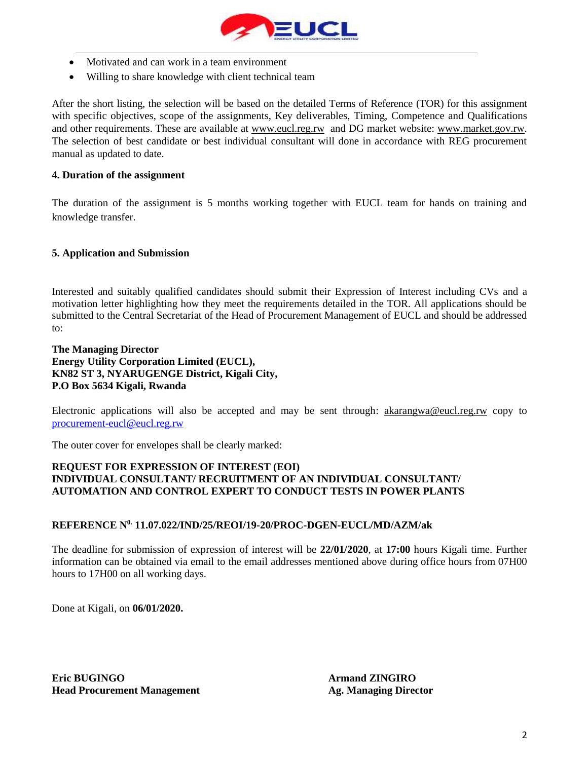- Motivated and can work in a team environment
- Willing to share knowledge with client technical team

After the short listing, the selection will be based on the detailed Terms of Reference (TOR) for this assignment with specific objectives, scope of the assignments, Key deliverables, Timing, Competence and Qualifications and other requirements. These are available at www.eucl.reg.rw and DG market website: www.market.gov.rw. The selection of best candidate or best individual consultant will done in accordance with REG procurement manual as updated to date.

**4. Duration of the assignment**

The duration of the assignment is 5 months working together with EUCL team for hands on training and knowledge transfer.

**5. Application and Submission**

Interested and suitably qualified candidates should submit their Expression of Interest including CVs and a motivation letter highlighting how they meet the requirements detailed in the TOR. All applications should be submitted to the Central Secretariat of the Head of Procurement Management of EUCL and should be addressed to:

**The Managing Director**
**Energy Utility Corporation Limited (EUCL),**
**KN82 ST 3, NYARUGENGE District, Kigali City,**
**P.O Box 5634 Kigali, Rwanda**

Electronic applications will also be accepted and may be sent through: akarangwa@eucl.reg.rw copy to procurement-eucl@eucl.reg.rw

The outer cover for envelopes shall be clearly marked:

**REQUEST FOR EXPRESSION OF INTEREST (EOI)**
**INDIVIDUAL CONSULTANT/ RECRUITMENT OF AN INDIVIDUAL CONSULTANT/ AUTOMATION AND CONTROL EXPERT TO CONDUCT TESTS IN POWER PLANTS**

**REFERENCE N$^{0.}$ 11.07.022/IND/25/REOI/19-20/PROC-DGEN-EUCL/MD/AZM/ak**

The deadline for submission of expression of interest will be **22/01/2020**, at **17:00** hours Kigali time. Further information can be obtained via email to the email addresses mentioned above during office hours from 07H00 hours to 17H00 on all working days.

Done at Kigali, on **06/01/2020.**

**Eric BUGINGO**
**Head Procurement Management**

**Armand ZINGIRO**
**Ag. Managing Director**